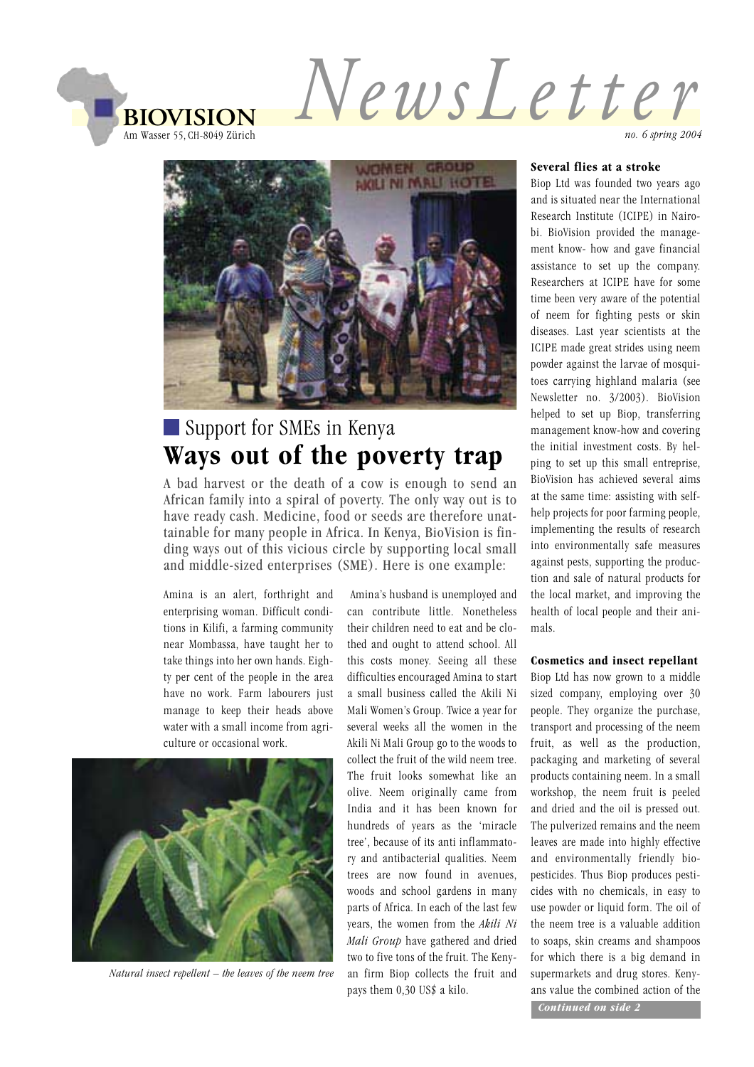**BIOVISION**
Am Wasser 55, CH-8049 Zürich

# NewsLetter

*no. 6 spring 2004*

## Support for SMEs in Kenya

# Ways out of the poverty trap

A bad harvest or the death of a cow is enough to send an African family into a spiral of poverty. The only way out is to have ready cash. Medicine, food or seeds are therefore unattainable for many people in Africa. In Kenya, BioVision is finding ways out of this vicious circle by supporting local small and middle-sized enterprises (SME). Here is one example:

Amina is an alert, forthright and enterprising woman. Difficult conditions in Kilifi, a farming community near Mombassa, have taught her to take things into her own hands. Eighty per cent of the people in the area have no work. Farm labourers just manage to keep their heads above water with a small income from agriculture or occasional work.

*Natural insect repellent – the leaves of the neem tree*

Amina's husband is unemployed and can contribute little. Nonetheless their children need to eat and be clothed and ought to attend school. All this costs money. Seeing all these difficulties encouraged Amina to start a small business called the Akili Ni Mali Women's Group. Twice a year for several weeks all the women in the Akili Ni Mali Group go to the woods to collect the fruit of the wild neem tree. The fruit looks somewhat like an olive. Neem originally came from India and it has been known for hundreds of years as the 'miracle tree', because of its anti inflammatory and antibacterial qualities. Neem trees are now found in avenues, woods and school gardens in many parts of Africa. In each of the last few years, the women from the *Akili Ni Mali Group* have gathered and dried two to five tons of the fruit. The Kenyan firm Biop collects the fruit and pays them 0,30 US$ a kilo.

### Several flies at a stroke

Biop Ltd was founded two years ago and is situated near the International Research Institute (ICIPE) in Nairobi. BioVision provided the management know- how and gave financial assistance to set up the company. Researchers at ICIPE have for some time been very aware of the potential of neem for fighting pests or skin diseases. Last year scientists at the ICIPE made great strides using neem powder against the larvae of mosquitoes carrying highland malaria (see Newsletter no. 3/2003). BioVision helped to set up Biop, transferring management know-how and covering the initial investment costs. By helping to set up this small entreprise, BioVision has achieved several aims at the same time: assisting with self-help projects for poor farming people, implementing the results of research into environmentally safe measures against pests, supporting the production and sale of natural products for the local market, and improving the health of local people and their animals.

### Cosmetics and insect repellant

Biop Ltd has now grown to a middle sized company, employing over 30 people. They organize the purchase, transport and processing of the neem fruit, as well as the production, packaging and marketing of several products containing neem. In a small workshop, the neem fruit is peeled and dried and the oil is pressed out. The pulverized remains and the neem leaves are made into highly effective and environmentally friendly biopesticides. Thus Biop produces pesticides with no chemicals, in easy to use powder or liquid form. The oil of the neem tree is a valuable addition to soaps, skin creams and shampoos for which there is a big demand in supermarkets and drug stores. Kenyans value the combined action of the

*Continued on side 2*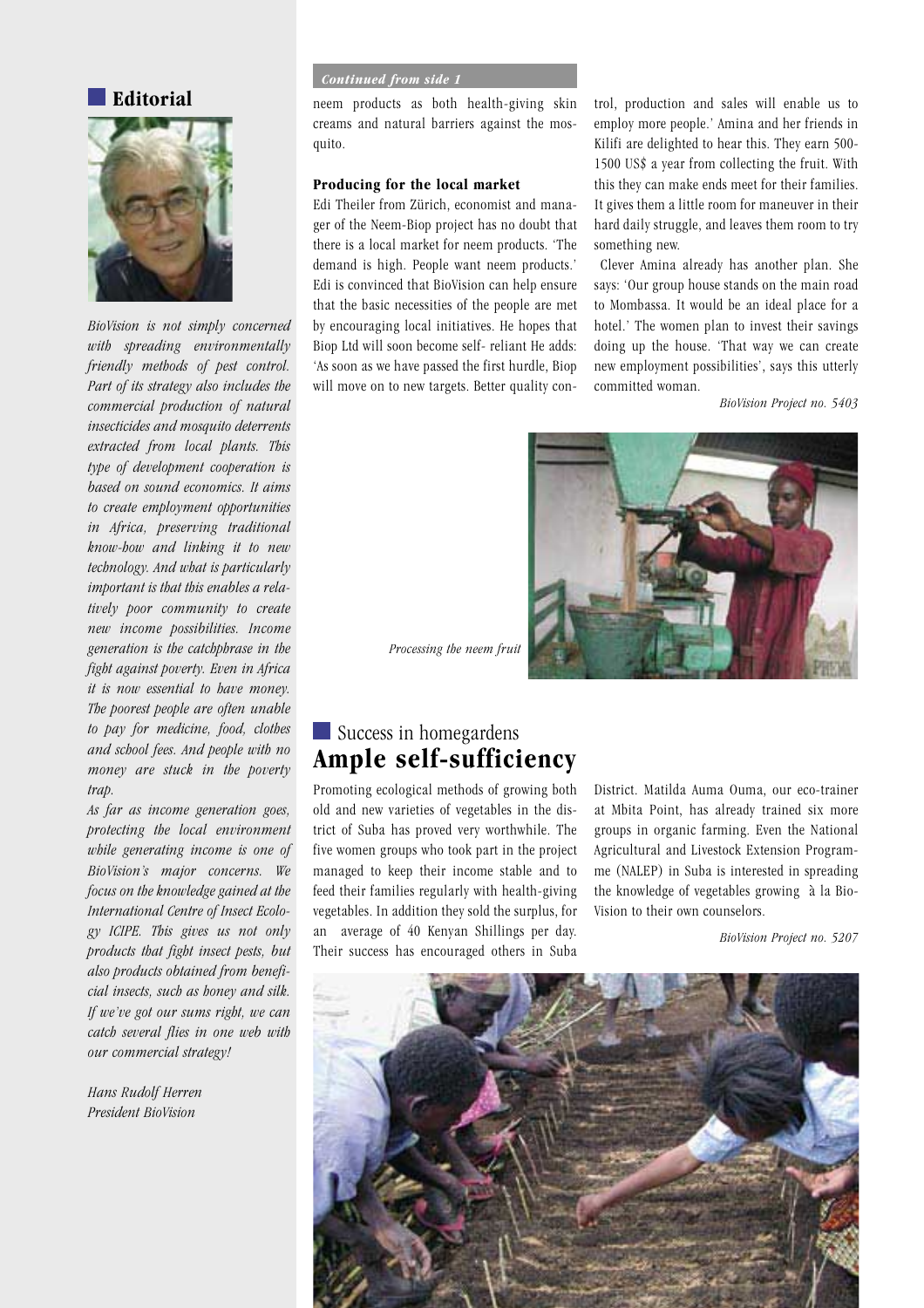## Editorial

*BioVision is not simply concerned with spreading environmentally friendly methods of pest control. Part of its strategy also includes the commercial production of natural insecticides and mosquito deterrents extracted from local plants. This type of development cooperation is based on sound economics. It aims to create employment opportunities in Africa, preserving traditional know-how and linking it to new technology. And what is particularly important is that this enables a relatively poor community to create new income possibilities. Income generation is the catchphrase in the fight against poverty. Even in Africa it is now essential to have money. The poorest people are often unable to pay for medicine, food, clothes and school fees. And people with no money are stuck in the poverty trap.*

*As far as income generation goes, protecting the local environment while generating income is one of BioVision's major concerns. We focus on the knowledge gained at the International Centre of Insect Ecology ICIPE. This gives us not only products that fight insect pests, but also products obtained from beneficial insects, such as honey and silk. If we've got our sums right, we can catch several flies in one web with our commercial strategy!*

*Hans Rudolf Herren*
*President BioVision*

*Continued from side 1*

neem products as both health-giving skin creams and natural barriers against the mosquito.

**Producing for the local market**

Edi Theiler from Zürich, economist and manager of the Neem-Biop project has no doubt that there is a local market for neem products. 'The demand is high. People want neem products.' Edi is convinced that BioVision can help ensure that the basic necessities of the people are met by encouraging local initiatives. He hopes that Biop Ltd will soon become self- reliant He adds: 'As soon as we have passed the first hurdle, Biop will move on to new targets. Better quality control, production and sales will enable us to employ more people.' Amina and her friends in Kilifi are delighted to hear this. They earn 500-1500 US$ a year from collecting the fruit. With this they can make ends meet for their families. It gives them a little room for maneuver in their hard daily struggle, and leaves them room to try something new.

Clever Amina already has another plan. She says: 'Our group house stands on the main road to Mombassa. It would be an ideal place for a hotel.' The women plan to invest their savings doing up the house. 'That way we can create new employment possibilities', says this utterly committed woman.

*BioVision Project no. 5403*

*Processing the neem fruit*

## Success in homegardens
## Ample self-sufficiency

Promoting ecological methods of growing both old and new varieties of vegetables in the district of Suba has proved very worthwhile. The five women groups who took part in the project managed to keep their income stable and to feed their families regularly with health-giving vegetables. In addition they sold the surplus, for an average of 40 Kenyan Shillings per day. Their success has encouraged others in Suba District. Matilda Auma Ouma, our eco-trainer at Mbita Point, has already trained six more groups in organic farming. Even the National Agricultural and Livestock Extension Programme (NALEP) in Suba is interested in spreading the knowledge of vegetables growing à la BioVision to their own counselors.

*BioVision Project no. 5207*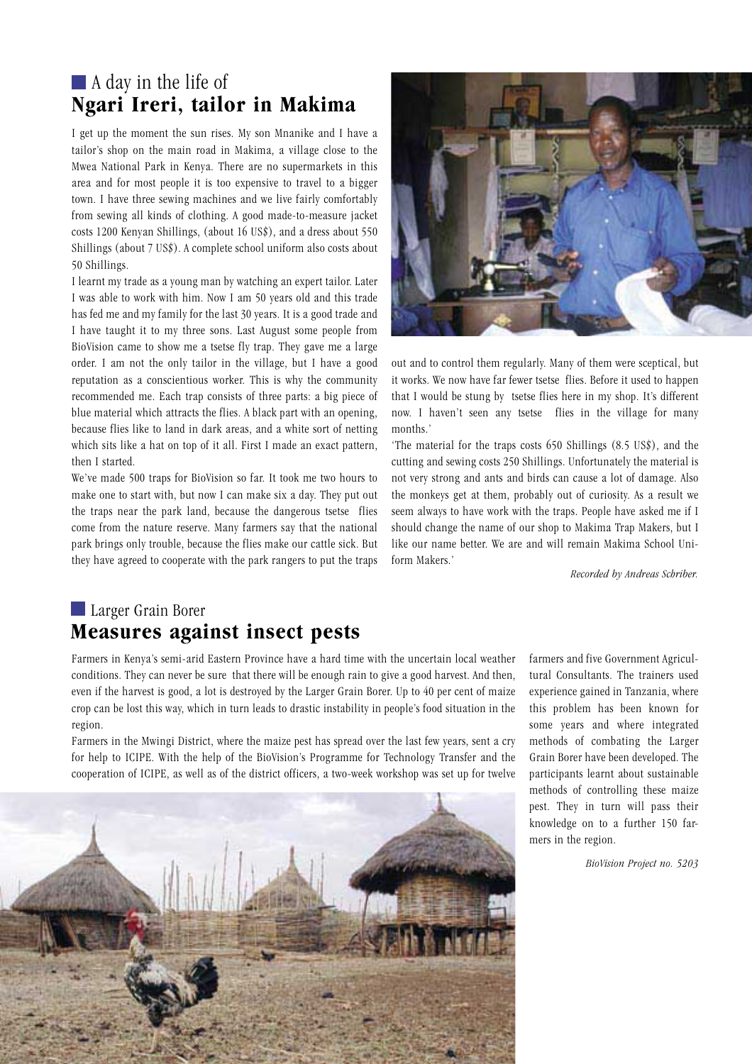## A day in the life of **Ngari Ireri, tailor in Makima**

I get up the moment the sun rises. My son Mnanike and I have a tailor's shop on the main road in Makima, a village close to the Mwea National Park in Kenya. There are no supermarkets in this area and for most people it is too expensive to travel to a bigger town. I have three sewing machines and we live fairly comfortably from sewing all kinds of clothing. A good made-to-measure jacket costs 1200 Kenyan Shillings, (about 16 US$), and a dress about 550 Shillings (about 7 US$). A complete school uniform also costs about 50 Shillings.

I learnt my trade as a young man by watching an expert tailor. Later I was able to work with him. Now I am 50 years old and this trade has fed me and my family for the last 30 years. It is a good trade and I have taught it to my three sons. Last August some people from BioVision came to show me a tsetse fly trap. They gave me a large order. I am not the only tailor in the village, but I have a good reputation as a conscientious worker. This is why the community recommended me. Each trap consists of three parts: a big piece of blue material which attracts the flies. A black part with an opening, because flies like to land in dark areas, and a white sort of netting which sits like a hat on top of it all. First I made an exact pattern, then I started.

We've made 500 traps for BioVision so far. It took me two hours to make one to start with, but now I can make six a day. They put out the traps near the park land, because the dangerous tsetse flies come from the nature reserve. Many farmers say that the national park brings only trouble, because the flies make our cattle sick. But they have agreed to cooperate with the park rangers to put the traps out and to control them regularly. Many of them were sceptical, but it works. We now have far fewer tsetse flies. Before it used to happen that I would be stung by tsetse flies here in my shop. It's different now. I haven't seen any tsetse flies in the village for many months.'

'The material for the traps costs 650 Shillings (8.5 US$), and the cutting and sewing costs 250 Shillings. Unfortunately the material is not very strong and ants and birds can cause a lot of damage. Also the monkeys get at them, probably out of curiosity. As a result we seem always to have work with the traps. People have asked me if I should change the name of our shop to Makima Trap Makers, but I like our name better. We are and will remain Makima School Uniform Makers.'

*Recorded by Andreas Schriber.*

## Larger Grain Borer **Measures against insect pests**

Farmers in Kenya's semi-arid Eastern Province have a hard time with the uncertain local weather conditions. They can never be sure that there will be enough rain to give a good harvest. And then, even if the harvest is good, a lot is destroyed by the Larger Grain Borer. Up to 40 per cent of maize crop can be lost this way, which in turn leads to drastic instability in people's food situation in the region.

Farmers in the Mwingi District, where the maize pest has spread over the last few years, sent a cry for help to ICIPE. With the help of the BioVision's Programme for Technology Transfer and the cooperation of ICIPE, as well as of the district officers, a two-week workshop was set up for twelve farmers and five Government Agricultural Consultants. The trainers used experience gained in Tanzania, where this problem has been known for some years and where integrated methods of combating the Larger Grain Borer have been developed. The participants learnt about sustainable methods of controlling these maize pest. They in turn will pass their knowledge on to a further 150 farmers in the region.

*BioVision Project no. 5203*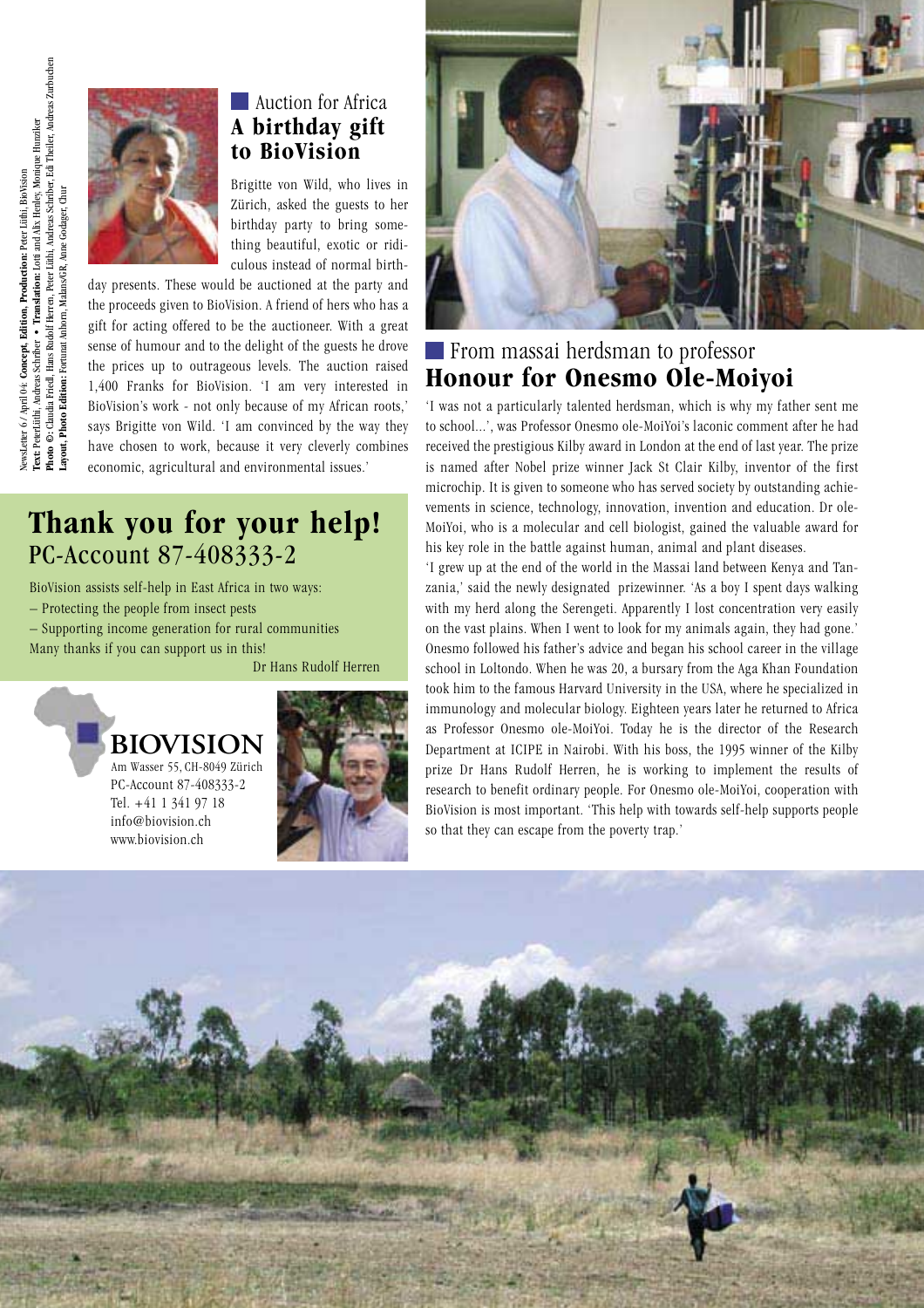Newsletter 6 / April 04: **Concept, Edition, Production:** Peter Lüthi, BioVision
**Text:** Peter Lüthi, Andreas Schriber • **Translation:** Lotti and Alix Henley, Monique Hunziker
**Photo ©:** Claudia Friedl, Hans Rudolf Herren, Peter Lüthi, Andreas Schriber, Edi Theiler, Andreas Zurbuchen
**Layout, Photo Edition:** Fortunat Anhorn, Malans/GR, Arne Gadager, Chur

## Auction for Africa
# A birthday gift to BioVision

Brigitte von Wild, who lives in Zürich, asked the guests to her birthday party to bring something beautiful, exotic or ridiculous instead of normal birthday presents. These would be auctioned at the party and the proceeds given to BioVision. A friend of hers who has a gift for acting offered to be the auctioneer. With a great sense of humour and to the delight of the guests he drove the prices up to outrageous levels. The auction raised 1,400 Franks for BioVision. 'I am very interested in BioVision's work - not only because of my African roots,' says Brigitte von Wild. 'I am convinced by the way they have chosen to work, because it very cleverly combines economic, agricultural and environmental issues.'

# Thank you for your help!
## PC-Account 87-408333-2

BioVision assists self-help in East Africa in two ways:
– Protecting the people from insect pests
– Supporting income generation for rural communities
Many thanks if you can support us in this!

Dr Hans Rudolf Herren

**BIOVISION**
Am Wasser 55, CH-8049 Zürich
PC-Account 87-408333-2
Tel. +41 1 341 97 18
info@biovision.ch
www.biovision.ch

## From massai herdsman to professor
# Honour for Onesmo Ole-Moiyoi

'I was not a particularly talented herdsman, which is why my father sent me to school...', was Professor Onesmo ole-MoiYoi's laconic comment after he had received the prestigious Kilby award in London at the end of last year. The prize is named after Nobel prize winner Jack St Clair Kilby, inventor of the first microchip. It is given to someone who has served society by outstanding achievements in science, technology, innovation, invention and education. Dr ole-MoiYoi, who is a molecular and cell biologist, gained the valuable award for his key role in the battle against human, animal and plant diseases.

'I grew up at the end of the world in the Massai land between Kenya and Tanzania,' said the newly designated prizewinner. 'As a boy I spent days walking with my herd along the Serengeti. Apparently I lost concentration very easily on the vast plains. When I went to look for my animals again, they had gone.' Onesmo followed his father's advice and began his school career in the village school in Loltondo. When he was 20, a bursary from the Aga Khan Foundation took him to the famous Harvard University in the USA, where he specialized in immunology and molecular biology. Eighteen years later he returned to Africa as Professor Onesmo ole-MoiYoi. Today he is the director of the Research Department at ICIPE in Nairobi. With his boss, the 1995 winner of the Kilby prize Dr Hans Rudolf Herren, he is working to implement the results of research to benefit ordinary people. For Onesmo ole-MoiYoi, cooperation with BioVision is most important. 'This help with towards self-help supports people so that they can escape from the poverty trap.'